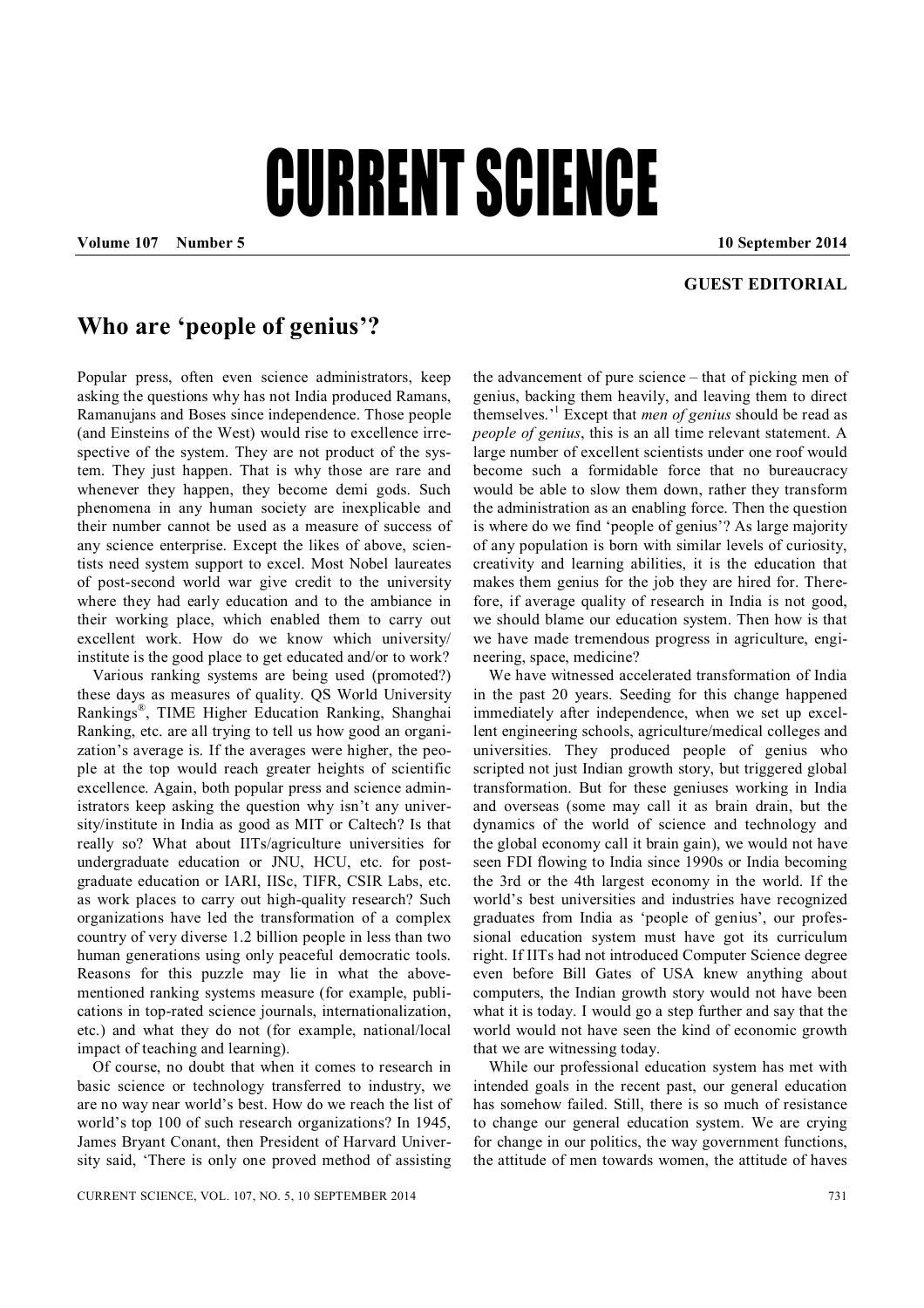# CURRENT SCIENCE

**Volume 107 Number 5 10 September 2014**

**GUEST EDITORIAL**

## Who are 'people of genius'?

Popular press, often even science administrators, keep asking the questions why has not India produced Ramans, Ramanujans and Boses since independence. Those people (and Einsteins of the West) would rise to excellence irrespective of the system. They are not product of the system. They just happen. That is why those are rare and whenever they happen, they become demi gods. Such phenomena in any human society are inexplicable and their number cannot be used as a measure of success of any science enterprise. Except the likes of above, scientists need system support to excel. Most Nobel laureates of post-second world war give credit to the university where they had early education and to the ambiance in their working place, which enabled them to carry out excellent work. How do we know which university/institute is the good place to get educated and/or to work?

Various ranking systems are being used (promoted?) these days as measures of quality. QS World University Rankings®, TIME Higher Education Ranking, Shanghai Ranking, etc. are all trying to tell us how good an organization's average is. If the averages were higher, the people at the top would reach greater heights of scientific excellence. Again, both popular press and science administrators keep asking the question why isn't any university/institute in India as good as MIT or Caltech? Is that really so? What about IITs/agriculture universities for undergraduate education or JNU, HCU, etc. for postgraduate education or IARI, IISc, TIFR, CSIR Labs, etc. as work places to carry out high-quality research? Such organizations have led the transformation of a complex country of very diverse 1.2 billion people in less than two human generations using only peaceful democratic tools. Reasons for this puzzle may lie in what the above-mentioned ranking systems measure (for example, publications in top-rated science journals, internationalization, etc.) and what they do not (for example, national/local impact of teaching and learning).

Of course, no doubt that when it comes to research in basic science or technology transferred to industry, we are no way near world's best. How do we reach the list of world's top 100 of such research organizations? In 1945, James Bryant Conant, then President of Harvard University said, 'There is only one proved method of assisting the advancement of pure science – that of picking men of genius, backing them heavily, and leaving them to direct themselves.'[1] Except that *men of genius* should be read as *people of genius*, this is an all time relevant statement. A large number of excellent scientists under one roof would become such a formidable force that no bureaucracy would be able to slow them down, rather they transform the administration as an enabling force. Then the question is where do we find 'people of genius'? As large majority of any population is born with similar levels of curiosity, creativity and learning abilities, it is the education that makes them genius for the job they are hired for. Therefore, if average quality of research in India is not good, we should blame our education system. Then how is that we have made tremendous progress in agriculture, engineering, space, medicine?

We have witnessed accelerated transformation of India in the past 20 years. Seeding for this change happened immediately after independence, when we set up excellent engineering schools, agriculture/medical colleges and universities. They produced people of genius who scripted not just Indian growth story, but triggered global transformation. But for these geniuses working in India and overseas (some may call it as brain drain, but the dynamics of the world of science and technology and the global economy call it brain gain), we would not have seen FDI flowing to India since 1990s or India becoming the 3rd or the 4th largest economy in the world. If the world's best universities and industries have recognized graduates from India as 'people of genius', our professional education system must have got its curriculum right. If IITs had not introduced Computer Science degree even before Bill Gates of USA knew anything about computers, the Indian growth story would not have been what it is today. I would go a step further and say that the world would not have seen the kind of economic growth that we are witnessing today.

While our professional education system has met with intended goals in the recent past, our general education has somehow failed. Still, there is so much of resistance to change our general education system. We are crying for change in our politics, the way government functions, the attitude of men towards women, the attitude of haves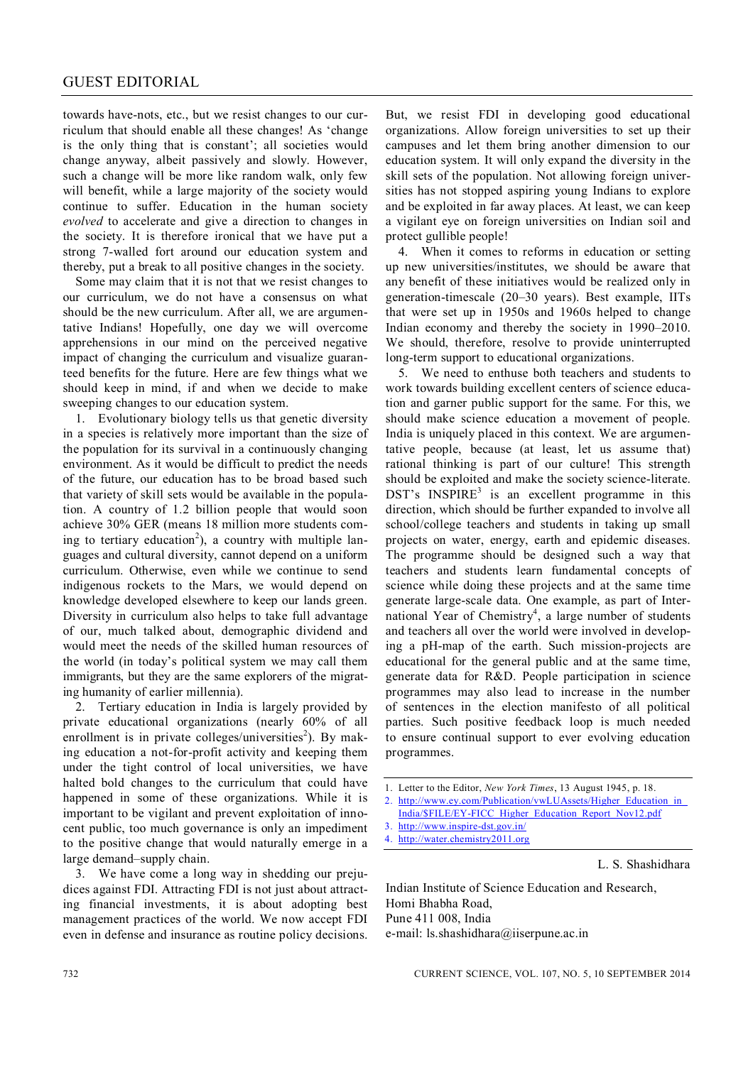towards have-nots, etc., but we resist changes to our curriculum that should enable all these changes! As 'change is the only thing that is constant'; all societies would change anyway, albeit passively and slowly. However, such a change will be more like random walk, only few will benefit, while a large majority of the society would continue to suffer. Education in the human society *evolved* to accelerate and give a direction to changes in the society. It is therefore ironical that we have put a strong 7-walled fort around our education system and thereby, put a break to all positive changes in the society.

Some may claim that it is not that we resist changes to our curriculum, we do not have a consensus on what should be the new curriculum. After all, we are argumentative Indians! Hopefully, one day we will overcome apprehensions in our mind on the perceived negative impact of changing the curriculum and visualize guaranteed benefits for the future. Here are few things what we should keep in mind, if and when we decide to make sweeping changes to our education system.

1. Evolutionary biology tells us that genetic diversity in a species is relatively more important than the size of the population for its survival in a continuously changing environment. As it would be difficult to predict the needs of the future, our education has to be broad based such that variety of skill sets would be available in the population. A country of 1.2 billion people that would soon achieve 30% GER (means 18 million more students coming to tertiary education[2]), a country with multiple languages and cultural diversity, cannot depend on a uniform curriculum. Otherwise, even while we continue to send indigenous rockets to the Mars, we would depend on knowledge developed elsewhere to keep our lands green. Diversity in curriculum also helps to take full advantage of our, much talked about, demographic dividend and would meet the needs of the skilled human resources of the world (in today's political system we may call them immigrants, but they are the same explorers of the migrating humanity of earlier millennia).

2. Tertiary education in India is largely provided by private educational organizations (nearly 60% of all enrollment is in private colleges/universities[2]). By making education a not-for-profit activity and keeping them under the tight control of local universities, we have halted bold changes to the curriculum that could have happened in some of these organizations. While it is important to be vigilant and prevent exploitation of innocent public, too much governance is only an impediment to the positive change that would naturally emerge in a large demand–supply chain.

3. We have come a long way in shedding our prejudices against FDI. Attracting FDI is not just about attracting financial investments, it is about adopting best management practices of the world. We now accept FDI even in defense and insurance as routine policy decisions. But, we resist FDI in developing good educational organizations. Allow foreign universities to set up their campuses and let them bring another dimension to our education system. It will only expand the diversity in the skill sets of the population. Not allowing foreign universities has not stopped aspiring young Indians to explore and be exploited in far away places. At least, we can keep a vigilant eye on foreign universities on Indian soil and protect gullible people!

4. When it comes to reforms in education or setting up new universities/institutes, we should be aware that any benefit of these initiatives would be realized only in generation-timescale (20–30 years). Best example, IITs that were set up in 1950s and 1960s helped to change Indian economy and thereby the society in 1990–2010. We should, therefore, resolve to provide uninterrupted long-term support to educational organizations.

5. We need to enthuse both teachers and students to work towards building excellent centers of science education and garner public support for the same. For this, we should make science education a movement of people. India is uniquely placed in this context. We are argumentative people, because (at least, let us assume that) rational thinking is part of our culture! This strength should be exploited and make the society science-literate. DST's INSPIRE[3] is an excellent programme in this direction, which should be further expanded to involve all school/college teachers and students in taking up small projects on water, energy, earth and epidemic diseases. The programme should be designed such a way that teachers and students learn fundamental concepts of science while doing these projects and at the same time generate large-scale data. One example, as part of International Year of Chemistry[4], a large number of students and teachers all over the world were involved in developing a pH-map of the earth. Such mission-projects are educational for the general public and at the same time, generate data for R&D. People participation in science programmes may also lead to increase in the number of sentences in the election manifesto of all political parties. Such positive feedback loop is much needed to ensure continual support to ever evolving education programmes.

1. Letter to the Editor, *New York Times*, 13 August 1945, p. 18.
2. http://www.ey.com/Publication/vwLUAssets/Higher_Education_in_India/$FILE/EY-FICC_Higher_Education_Report_Nov12.pdf
3. http://www.inspire-dst.gov.in/
4. http://water.chemistry2011.org

L. S. Shashidhara

Indian Institute of Science Education and Research,
Homi Bhabha Road,
Pune 411 008, India
e-mail: ls.shashidhara@iiserpune.ac.in